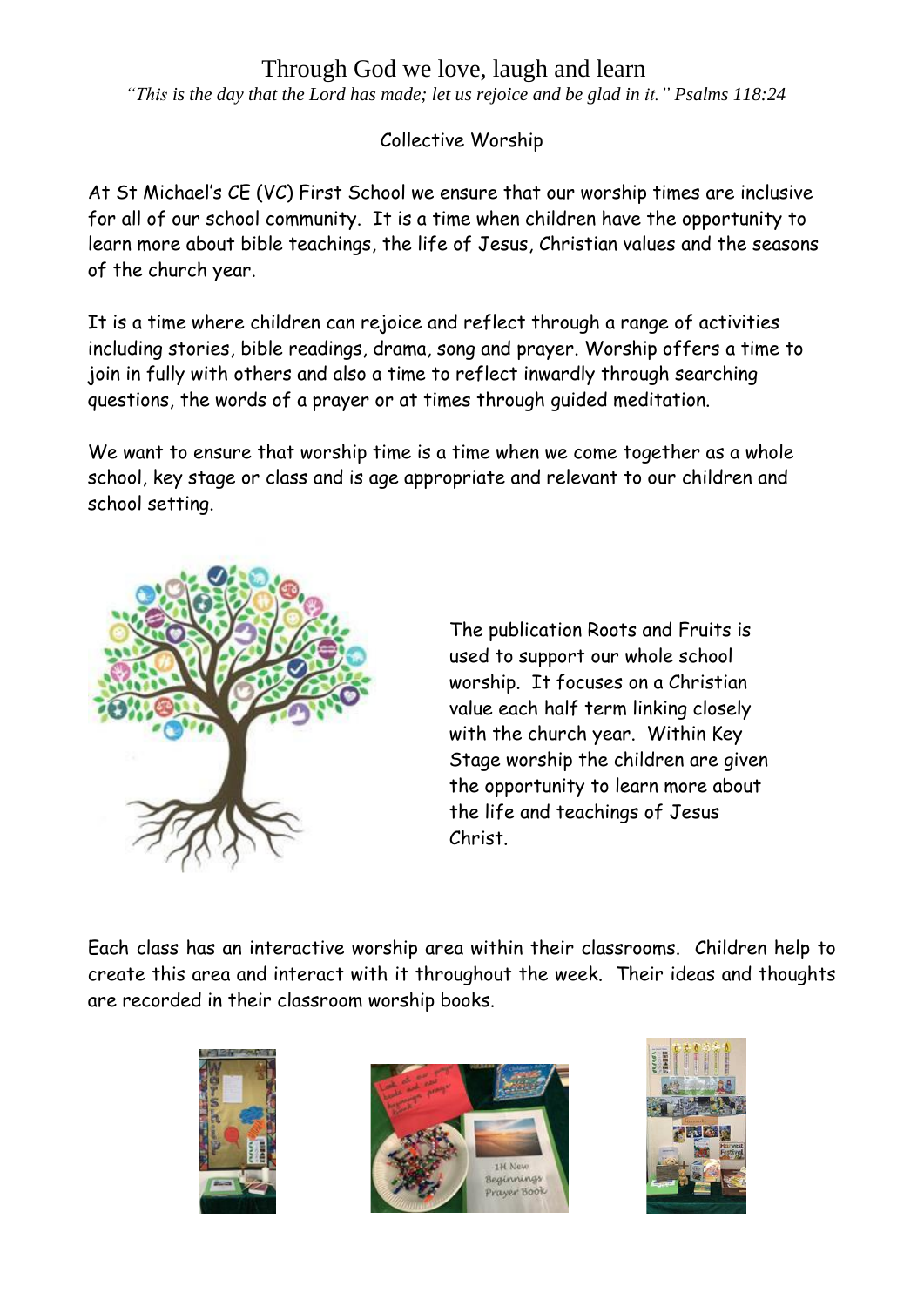# Through God we love, laugh and learn

*"This is the day that the Lord has made; let us rejoice and be glad in it." Psalms 118:24*

## Collective Worship

At St Michael's CE (VC) First School we ensure that our worship times are inclusive for all of our school community. It is a time when children have the opportunity to learn more about bible teachings, the life of Jesus, Christian values and the seasons of the church year.

It is a time where children can rejoice and reflect through a range of activities including stories, bible readings, drama, song and prayer. Worship offers a time to join in fully with others and also a time to reflect inwardly through searching questions, the words of a prayer or at times through guided meditation.

We want to ensure that worship time is a time when we come together as a whole school, key stage or class and is age appropriate and relevant to our children and school setting.

The publication Roots and Fruits is used to support our whole school worship. It focuses on a Christian value each half term linking closely with the church year. Within Key Stage worship the children are given the opportunity to learn more about the life and teachings of Jesus Christ.

Each class has an interactive worship area within their classrooms. Children help to create this area and interact with it throughout the week. Their ideas and thoughts are recorded in their classroom worship books.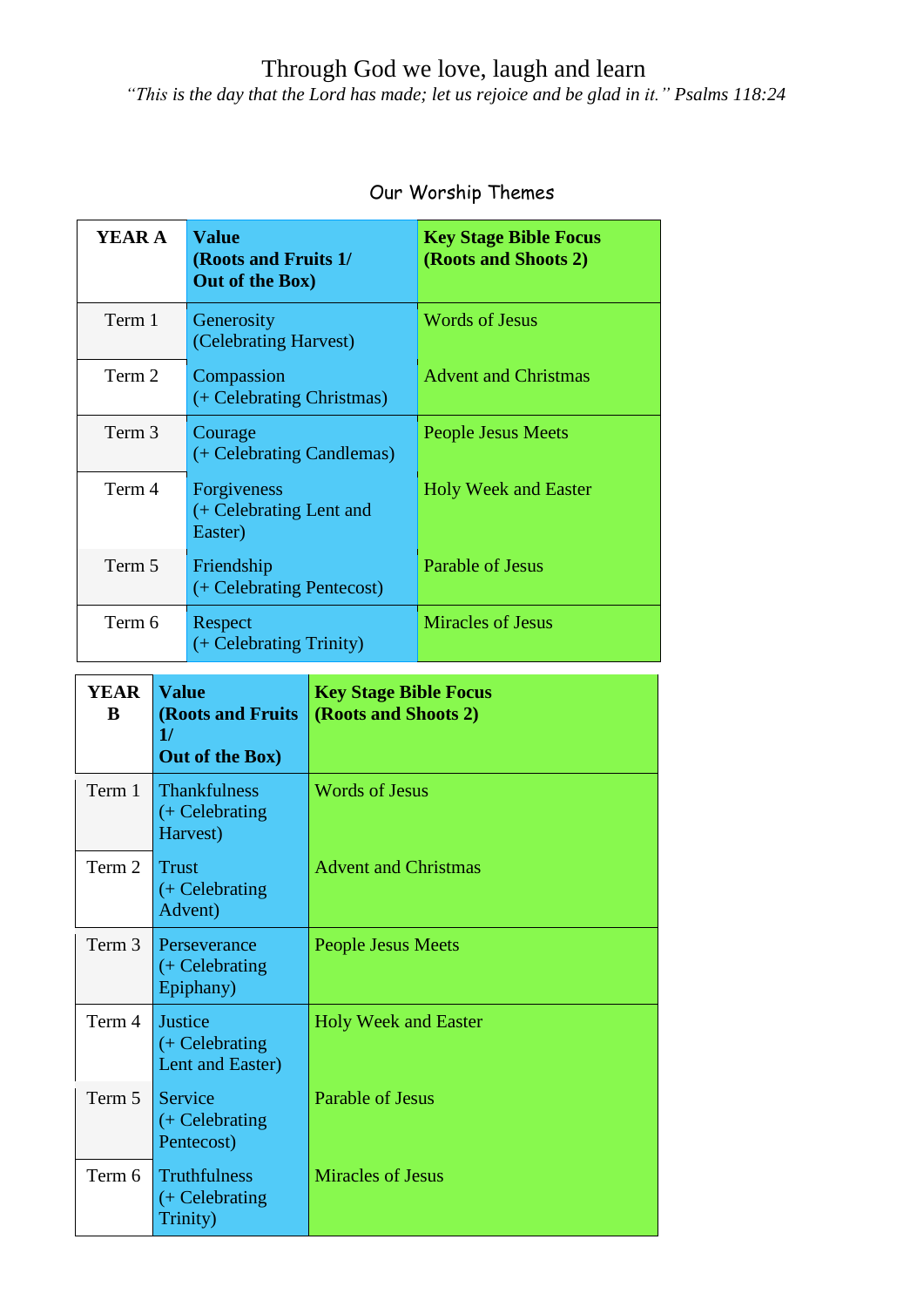# Through God we love, laugh and learn

*"This is the day that the Lord has made; let us rejoice and be glad in it." Psalms 118:24*

## Our Worship Themes

| YEAR A | Value (Roots and Fruits 1/ Out of the Box) | Key Stage Bible Focus (Roots and Shoots 2) |
|---|---|---|
| Term 1 | Generosity (Celebrating Harvest) | Words of Jesus |
| Term 2 | Compassion (+ Celebrating Christmas) | Advent and Christmas |
| Term 3 | Courage (+ Celebrating Candlemas) | People Jesus Meets |
| Term 4 | Forgiveness (+ Celebrating Lent and Easter) | Holy Week and Easter |
| Term 5 | Friendship (+ Celebrating Pentecost) | Parable of Jesus |
| Term 6 | Respect (+ Celebrating Trinity) | Miracles of Jesus |

| YEAR B | Value (Roots and Fruits 1/ Out of the Box) | Key Stage Bible Focus (Roots and Shoots 2) |
|---|---|---|
| Term 1 | Thankfulness (+ Celebrating Harvest) | Words of Jesus |
| Term 2 | Trust (+ Celebrating Advent) | Advent and Christmas |
| Term 3 | Perseverance (+ Celebrating Epiphany) | People Jesus Meets |
| Term 4 | Justice (+ Celebrating Lent and Easter) | Holy Week and Easter |
| Term 5 | Service (+ Celebrating Pentecost) | Parable of Jesus |
| Term 6 | Truthfulness (+ Celebrating Trinity) | Miracles of Jesus |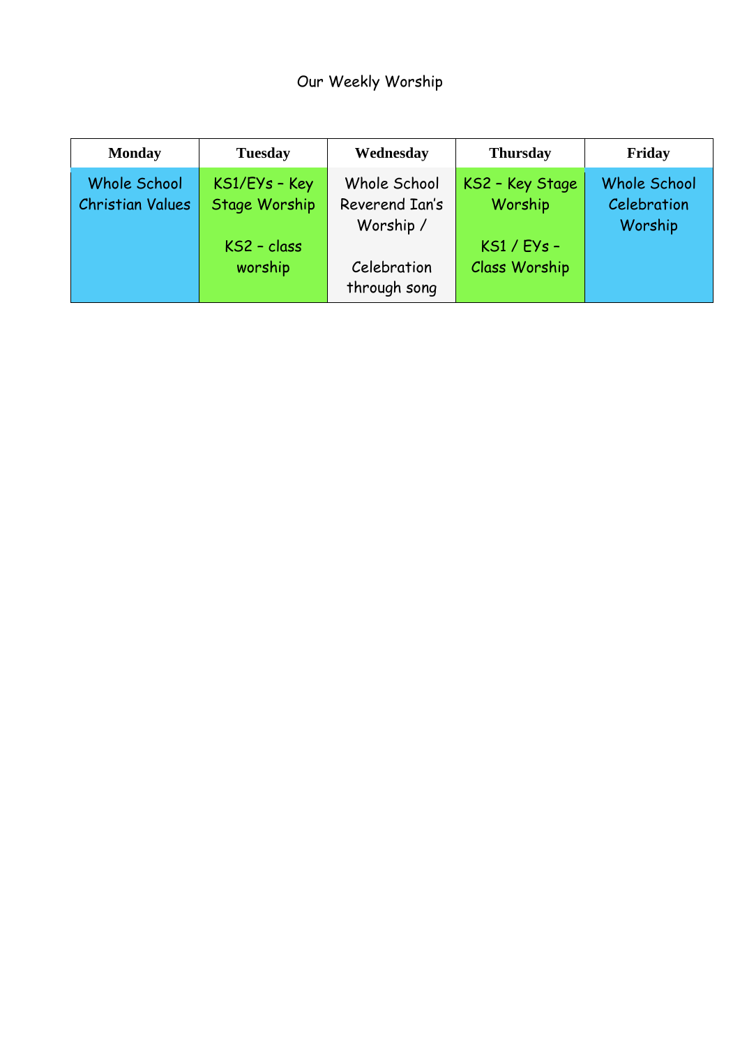Our Weekly Worship

| Monday | Tuesday | Wednesday | Thursday | Friday |
|---|---|---|---|---|
| Whole School Christian Values | KS1/EYs – Key Stage Worship<br><br>KS2 – class worship | Whole School Reverend Ian's Worship /<br><br>Celebration through song | KS2 – Key Stage Worship<br><br>KS1 / EYs – Class Worship | Whole School Celebration Worship |